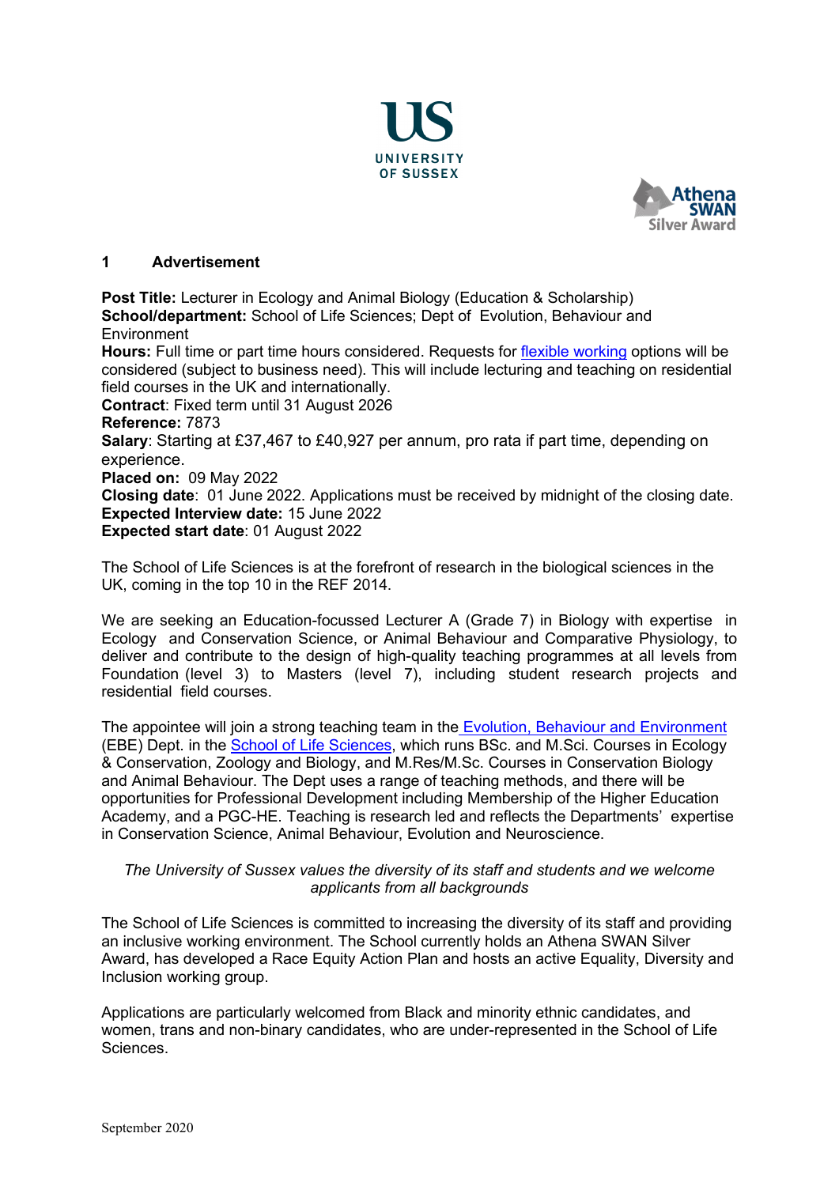UNIVERSITY OF SUSSEX

Athena SWAN Silver Award

## 1 Advertisement

**Post Title:** Lecturer in Ecology and Animal Biology (Education & Scholarship)
**School/department:** School of Life Sciences; Dept of Evolution, Behaviour and Environment
**Hours:** Full time or part time hours considered. Requests for flexible working options will be considered (subject to business need). This will include lecturing and teaching on residential field courses in the UK and internationally.
**Contract**: Fixed term until 31 August 2026
**Reference:** 7873
**Salary**: Starting at £37,467 to £40,927 per annum, pro rata if part time, depending on experience.
**Placed on:** 09 May 2022
**Closing date**: 01 June 2022. Applications must be received by midnight of the closing date.
**Expected Interview date:** 15 June 2022
**Expected start date**: 01 August 2022

The School of Life Sciences is at the forefront of research in the biological sciences in the UK, coming in the top 10 in the REF 2014.

We are seeking an Education-focussed Lecturer A (Grade 7) in Biology with expertise in Ecology and Conservation Science, or Animal Behaviour and Comparative Physiology, to deliver and contribute to the design of high-quality teaching programmes at all levels from Foundation (level 3) to Masters (level 7), including student research projects and residential field courses.

The appointee will join a strong teaching team in the Evolution, Behaviour and Environment (EBE) Dept. in the School of Life Sciences, which runs BSc. and M.Sci. Courses in Ecology & Conservation, Zoology and Biology, and M.Res/M.Sc. Courses in Conservation Biology and Animal Behaviour. The Dept uses a range of teaching methods, and there will be opportunities for Professional Development including Membership of the Higher Education Academy, and a PGC-HE. Teaching is research led and reflects the Departments' expertise in Conservation Science, Animal Behaviour, Evolution and Neuroscience.

*The University of Sussex values the diversity of its staff and students and we welcome applicants from all backgrounds*

The School of Life Sciences is committed to increasing the diversity of its staff and providing an inclusive working environment. The School currently holds an Athena SWAN Silver Award, has developed a Race Equity Action Plan and hosts an active Equality, Diversity and Inclusion working group.

Applications are particularly welcomed from Black and minority ethnic candidates, and women, trans and non-binary candidates, who are under-represented in the School of Life Sciences.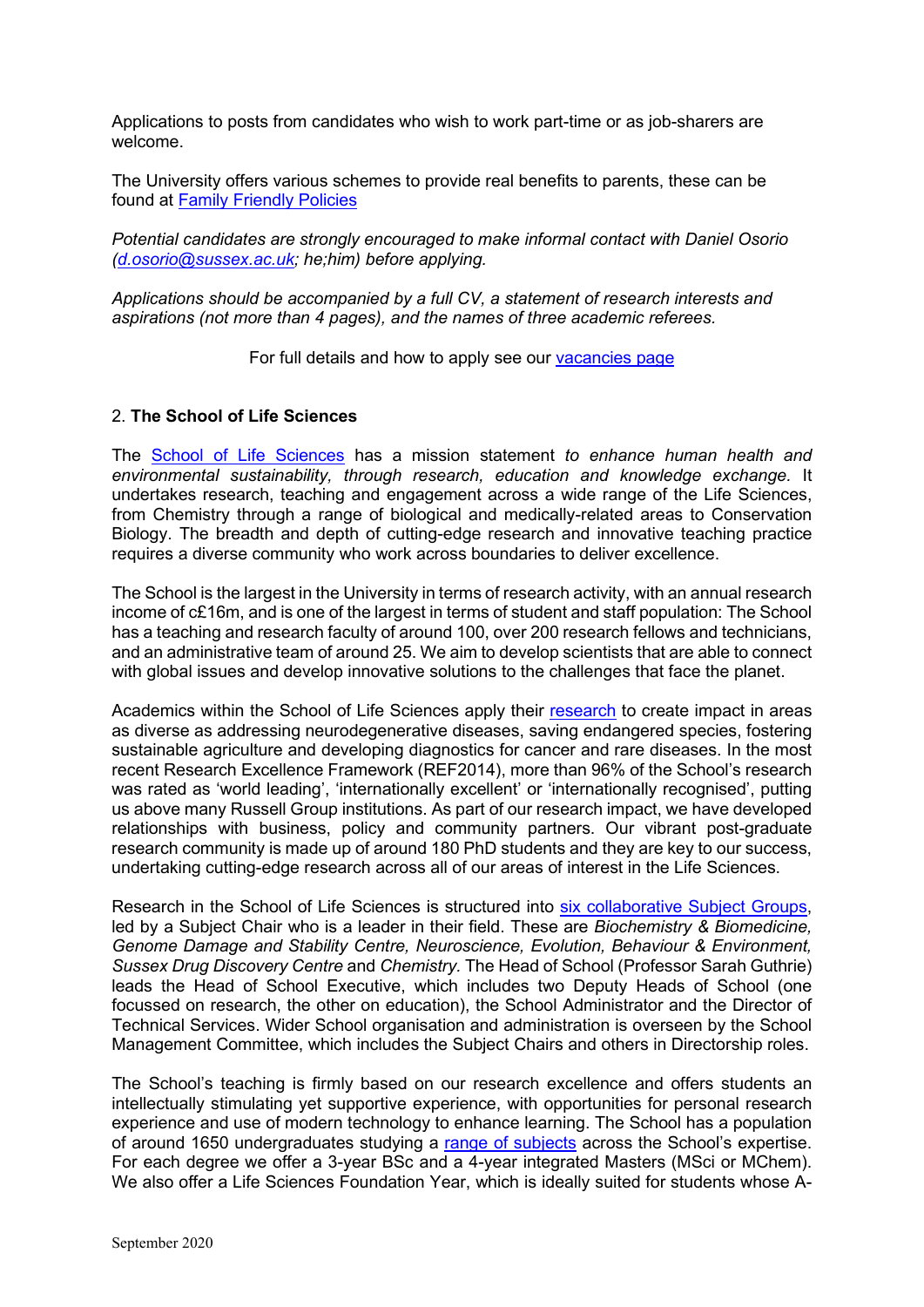Applications to posts from candidates who wish to work part-time or as job-sharers are welcome.

The University offers various schemes to provide real benefits to parents, these can be found at Family Friendly Policies

*Potential candidates are strongly encouraged to make informal contact with Daniel Osorio (d.osorio@sussex.ac.uk; he;him) before applying.*

*Applications should be accompanied by a full CV, a statement of research interests and aspirations (not more than 4 pages), and the names of three academic referees.*

For full details and how to apply see our vacancies page

## 2. The School of Life Sciences

The School of Life Sciences has a mission statement *to enhance human health and environmental sustainability, through research, education and knowledge exchange.* It undertakes research, teaching and engagement across a wide range of the Life Sciences, from Chemistry through a range of biological and medically-related areas to Conservation Biology. The breadth and depth of cutting-edge research and innovative teaching practice requires a diverse community who work across boundaries to deliver excellence.

The School is the largest in the University in terms of research activity, with an annual research income of c£16m, and is one of the largest in terms of student and staff population: The School has a teaching and research faculty of around 100, over 200 research fellows and technicians, and an administrative team of around 25. We aim to develop scientists that are able to connect with global issues and develop innovative solutions to the challenges that face the planet.

Academics within the School of Life Sciences apply their research to create impact in areas as diverse as addressing neurodegenerative diseases, saving endangered species, fostering sustainable agriculture and developing diagnostics for cancer and rare diseases. In the most recent Research Excellence Framework (REF2014), more than 96% of the School's research was rated as 'world leading', 'internationally excellent' or 'internationally recognised', putting us above many Russell Group institutions. As part of our research impact, we have developed relationships with business, policy and community partners. Our vibrant post-graduate research community is made up of around 180 PhD students and they are key to our success, undertaking cutting-edge research across all of our areas of interest in the Life Sciences.

Research in the School of Life Sciences is structured into six collaborative Subject Groups, led by a Subject Chair who is a leader in their field. These are *Biochemistry & Biomedicine, Genome Damage and Stability Centre, Neuroscience, Evolution, Behaviour & Environment, Sussex Drug Discovery Centre* and *Chemistry.* The Head of School (Professor Sarah Guthrie) leads the Head of School Executive, which includes two Deputy Heads of School (one focussed on research, the other on education), the School Administrator and the Director of Technical Services. Wider School organisation and administration is overseen by the School Management Committee, which includes the Subject Chairs and others in Directorship roles.

The School's teaching is firmly based on our research excellence and offers students an intellectually stimulating yet supportive experience, with opportunities for personal research experience and use of modern technology to enhance learning. The School has a population of around 1650 undergraduates studying a range of subjects across the School's expertise. For each degree we offer a 3-year BSc and a 4-year integrated Masters (MSci or MChem). We also offer a Life Sciences Foundation Year, which is ideally suited for students whose A-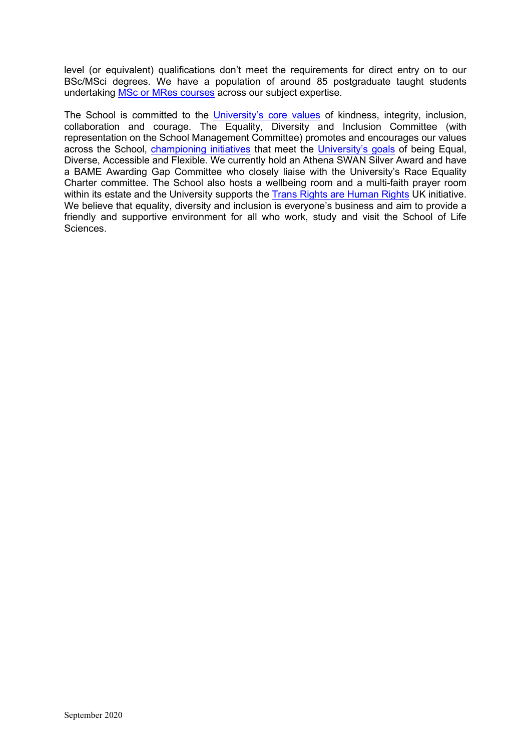level (or equivalent) qualifications don't meet the requirements for direct entry on to our BSc/MSci degrees. We have a population of around 85 postgraduate taught students undertaking [MSc or MRes courses](#) across our subject expertise.

The School is committed to the [University's core values](#) of kindness, integrity, inclusion, collaboration and courage. The Equality, Diversity and Inclusion Committee (with representation on the School Management Committee) promotes and encourages our values across the School, [championing initiatives](#) that meet the [University's goals](#) of being Equal, Diverse, Accessible and Flexible. We currently hold an Athena SWAN Silver Award and have a BAME Awarding Gap Committee who closely liaise with the University's Race Equality Charter committee. The School also hosts a wellbeing room and a multi-faith prayer room within its estate and the University supports the [Trans Rights are Human Rights](#) UK initiative. We believe that equality, diversity and inclusion is everyone's business and aim to provide a friendly and supportive environment for all who work, study and visit the School of Life Sciences.

September 2020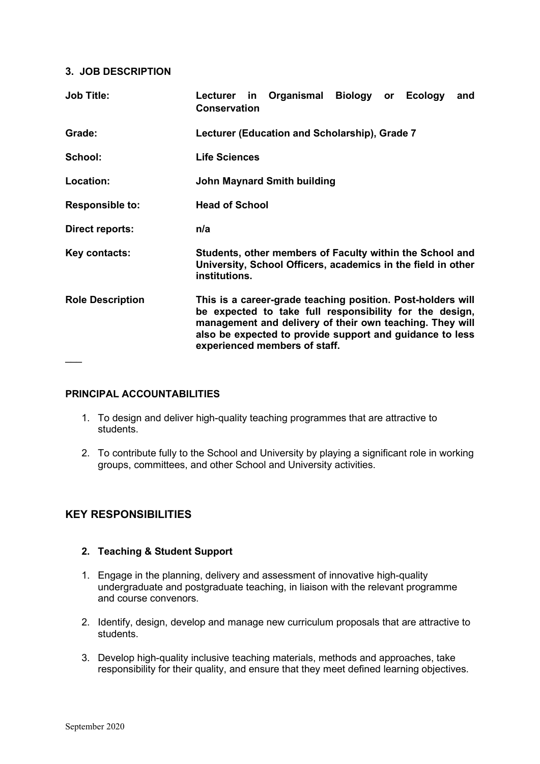## 3. JOB DESCRIPTION

| | |
|---|---|
| **Job Title:** | **Lecturer in Organismal Biology or Ecology and Conservation** |
| **Grade:** | **Lecturer (Education and Scholarship), Grade 7** |
| **School:** | **Life Sciences** |
| **Location:** | **John Maynard Smith building** |
| **Responsible to:** | **Head of School** |
| **Direct reports:** | **n/a** |
| **Key contacts:** | **Students, other members of Faculty within the School and University, School Officers, academics in the field in other institutions.** |
| **Role Description** | **This is a career-grade teaching position. Post-holders will be expected to take full responsibility for the design, management and delivery of their own teaching. They will also be expected to provide support and guidance to less experienced members of staff.** |

---

### PRINCIPAL ACCOUNTABILITIES

1. To design and deliver high-quality teaching programmes that are attractive to students.
2. To contribute fully to the School and University by playing a significant role in working groups, committees, and other School and University activities.

## KEY RESPONSIBILITIES

### 2. Teaching & Student Support

1. Engage in the planning, delivery and assessment of innovative high-quality undergraduate and postgraduate teaching, in liaison with the relevant programme and course convenors.
2. Identify, design, develop and manage new curriculum proposals that are attractive to students.
3. Develop high-quality inclusive teaching materials, methods and approaches, take responsibility for their quality, and ensure that they meet defined learning objectives.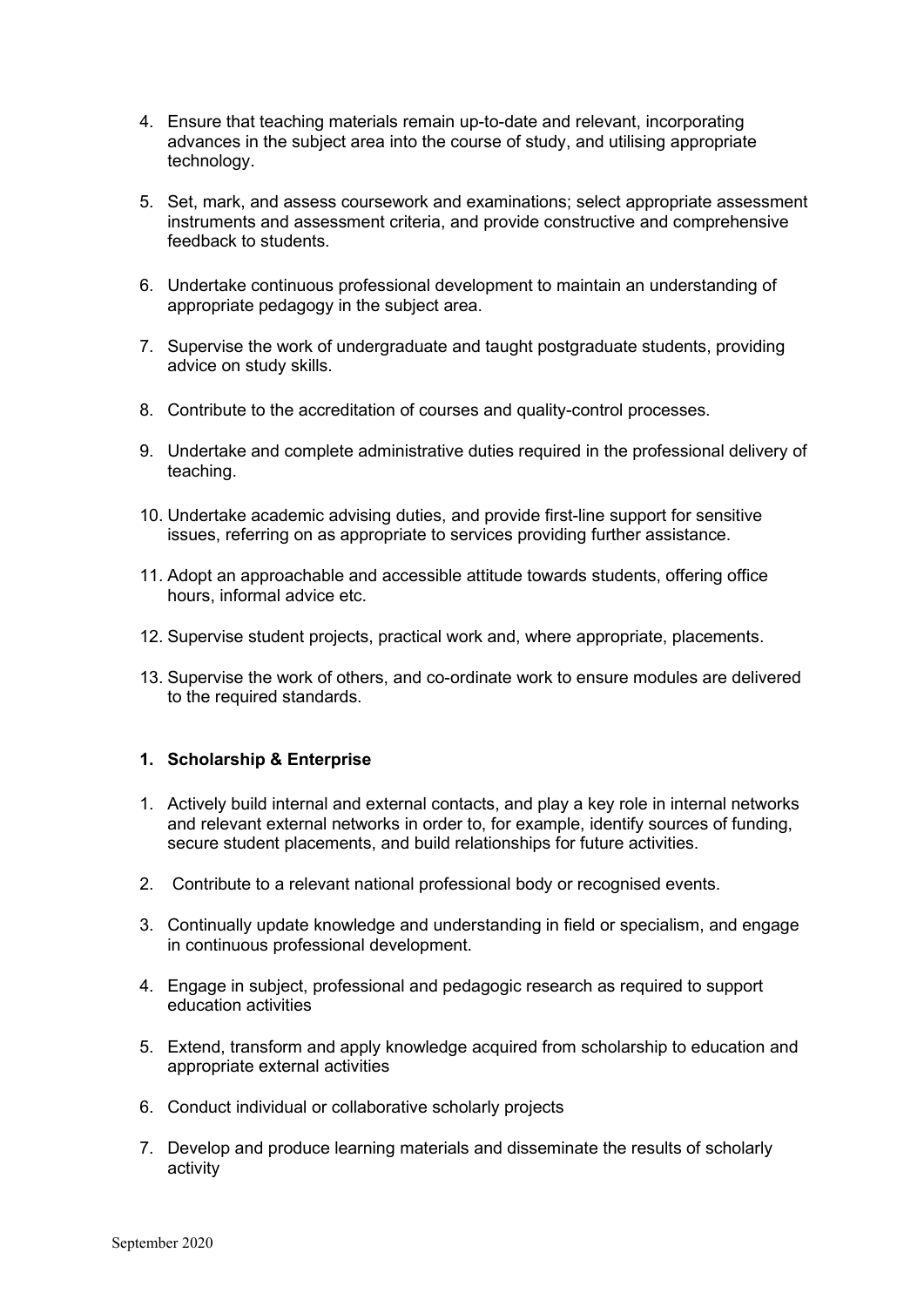4. Ensure that teaching materials remain up-to-date and relevant, incorporating advances in the subject area into the course of study, and utilising appropriate technology.

5. Set, mark, and assess coursework and examinations; select appropriate assessment instruments and assessment criteria, and provide constructive and comprehensive feedback to students.

6. Undertake continuous professional development to maintain an understanding of appropriate pedagogy in the subject area.

7. Supervise the work of undergraduate and taught postgraduate students, providing advice on study skills.

8. Contribute to the accreditation of courses and quality-control processes.

9. Undertake and complete administrative duties required in the professional delivery of teaching.

10. Undertake academic advising duties, and provide first-line support for sensitive issues, referring on as appropriate to services providing further assistance.

11. Adopt an approachable and accessible attitude towards students, offering office hours, informal advice etc.

12. Supervise student projects, practical work and, where appropriate, placements.

13. Supervise the work of others, and co-ordinate work to ensure modules are delivered to the required standards.

**1. Scholarship & Enterprise**

1. Actively build internal and external contacts, and play a key role in internal networks and relevant external networks in order to, for example, identify sources of funding, secure student placements, and build relationships for future activities.

2. Contribute to a relevant national professional body or recognised events.

3. Continually update knowledge and understanding in field or specialism, and engage in continuous professional development.

4. Engage in subject, professional and pedagogic research as required to support education activities

5. Extend, transform and apply knowledge acquired from scholarship to education and appropriate external activities

6. Conduct individual or collaborative scholarly projects

7. Develop and produce learning materials and disseminate the results of scholarly activity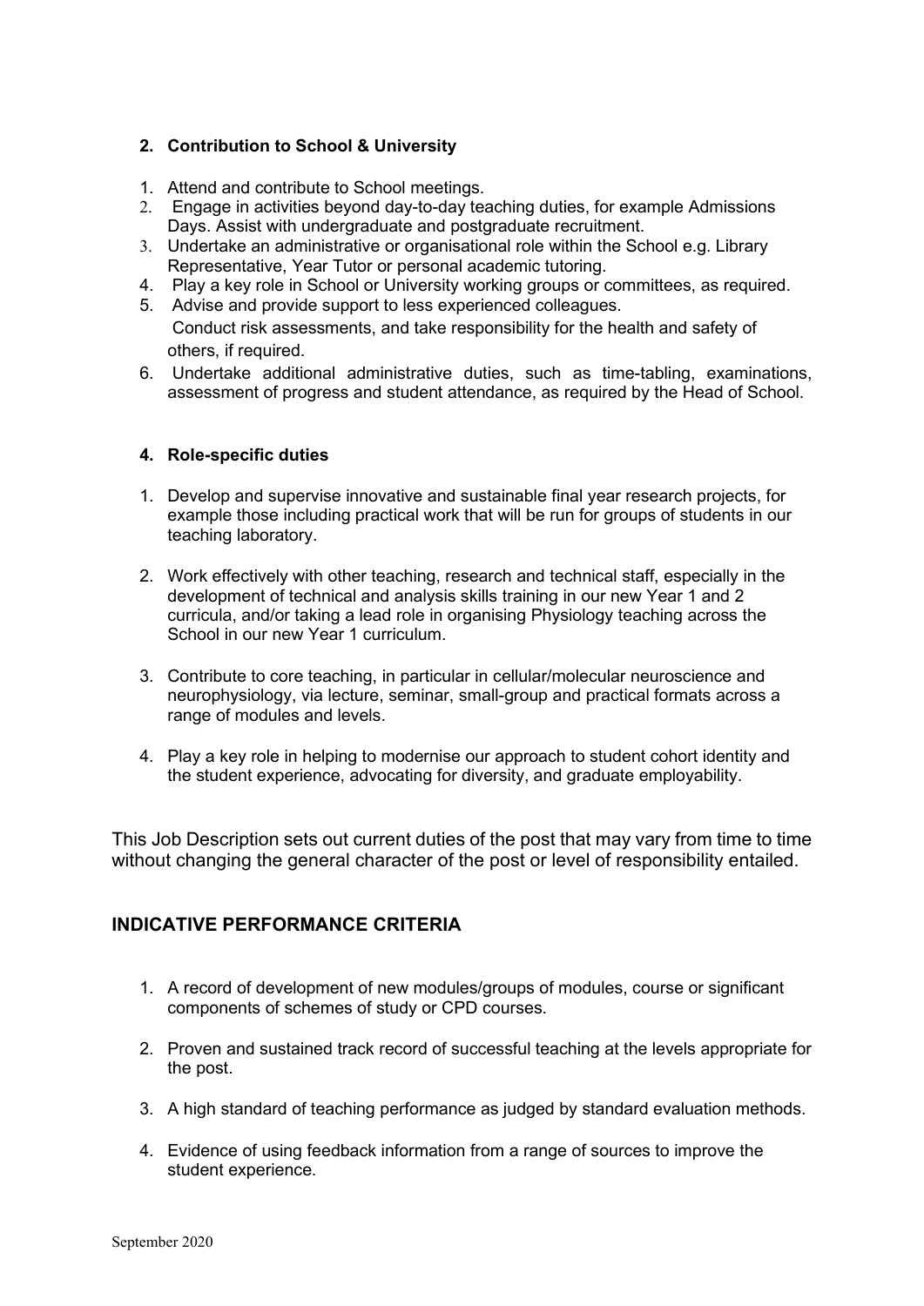### 2. Contribution to School & University

1. Attend and contribute to School meetings.
2. Engage in activities beyond day-to-day teaching duties, for example Admissions Days. Assist with undergraduate and postgraduate recruitment.
3. Undertake an administrative or organisational role within the School e.g. Library Representative, Year Tutor or personal academic tutoring.
4. Play a key role in School or University working groups or committees, as required.
5. Advise and provide support to less experienced colleagues.
   Conduct risk assessments, and take responsibility for the health and safety of others, if required.
6. Undertake additional administrative duties, such as time-tabling, examinations, assessment of progress and student attendance, as required by the Head of School.

### 4. Role-specific duties

1. Develop and supervise innovative and sustainable final year research projects, for example those including practical work that will be run for groups of students in our teaching laboratory.

2. Work effectively with other teaching, research and technical staff, especially in the development of technical and analysis skills training in our new Year 1 and 2 curricula, and/or taking a lead role in organising Physiology teaching across the School in our new Year 1 curriculum.

3. Contribute to core teaching, in particular in cellular/molecular neuroscience and neurophysiology, via lecture, seminar, small-group and practical formats across a range of modules and levels.

4. Play a key role in helping to modernise our approach to student cohort identity and the student experience, advocating for diversity, and graduate employability.

This Job Description sets out current duties of the post that may vary from time to time without changing the general character of the post or level of responsibility entailed.

## INDICATIVE PERFORMANCE CRITERIA

1. A record of development of new modules/groups of modules, course or significant components of schemes of study or CPD courses.

2. Proven and sustained track record of successful teaching at the levels appropriate for the post.

3. A high standard of teaching performance as judged by standard evaluation methods.

4. Evidence of using feedback information from a range of sources to improve the student experience.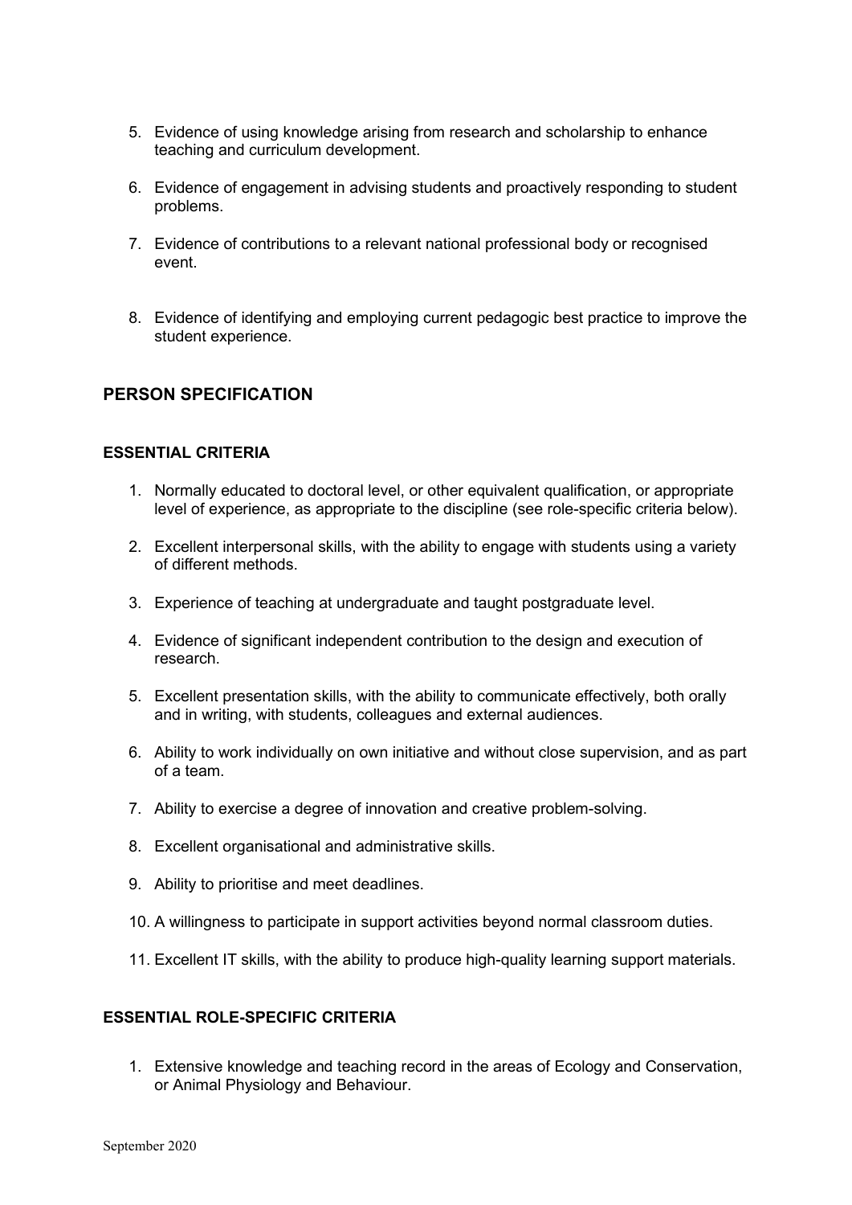5. Evidence of using knowledge arising from research and scholarship to enhance teaching and curriculum development.

6. Evidence of engagement in advising students and proactively responding to student problems.

7. Evidence of contributions to a relevant national professional body or recognised event.

8. Evidence of identifying and employing current pedagogic best practice to improve the student experience.

## PERSON SPECIFICATION

### ESSENTIAL CRITERIA

1. Normally educated to doctoral level, or other equivalent qualification, or appropriate level of experience, as appropriate to the discipline (see role-specific criteria below).

2. Excellent interpersonal skills, with the ability to engage with students using a variety of different methods.

3. Experience of teaching at undergraduate and taught postgraduate level.

4. Evidence of significant independent contribution to the design and execution of research.

5. Excellent presentation skills, with the ability to communicate effectively, both orally and in writing, with students, colleagues and external audiences.

6. Ability to work individually on own initiative and without close supervision, and as part of a team.

7. Ability to exercise a degree of innovation and creative problem-solving.

8. Excellent organisational and administrative skills.

9. Ability to prioritise and meet deadlines.

10. A willingness to participate in support activities beyond normal classroom duties.

11. Excellent IT skills, with the ability to produce high-quality learning support materials.

### ESSENTIAL ROLE-SPECIFIC CRITERIA

1. Extensive knowledge and teaching record in the areas of Ecology and Conservation, or Animal Physiology and Behaviour.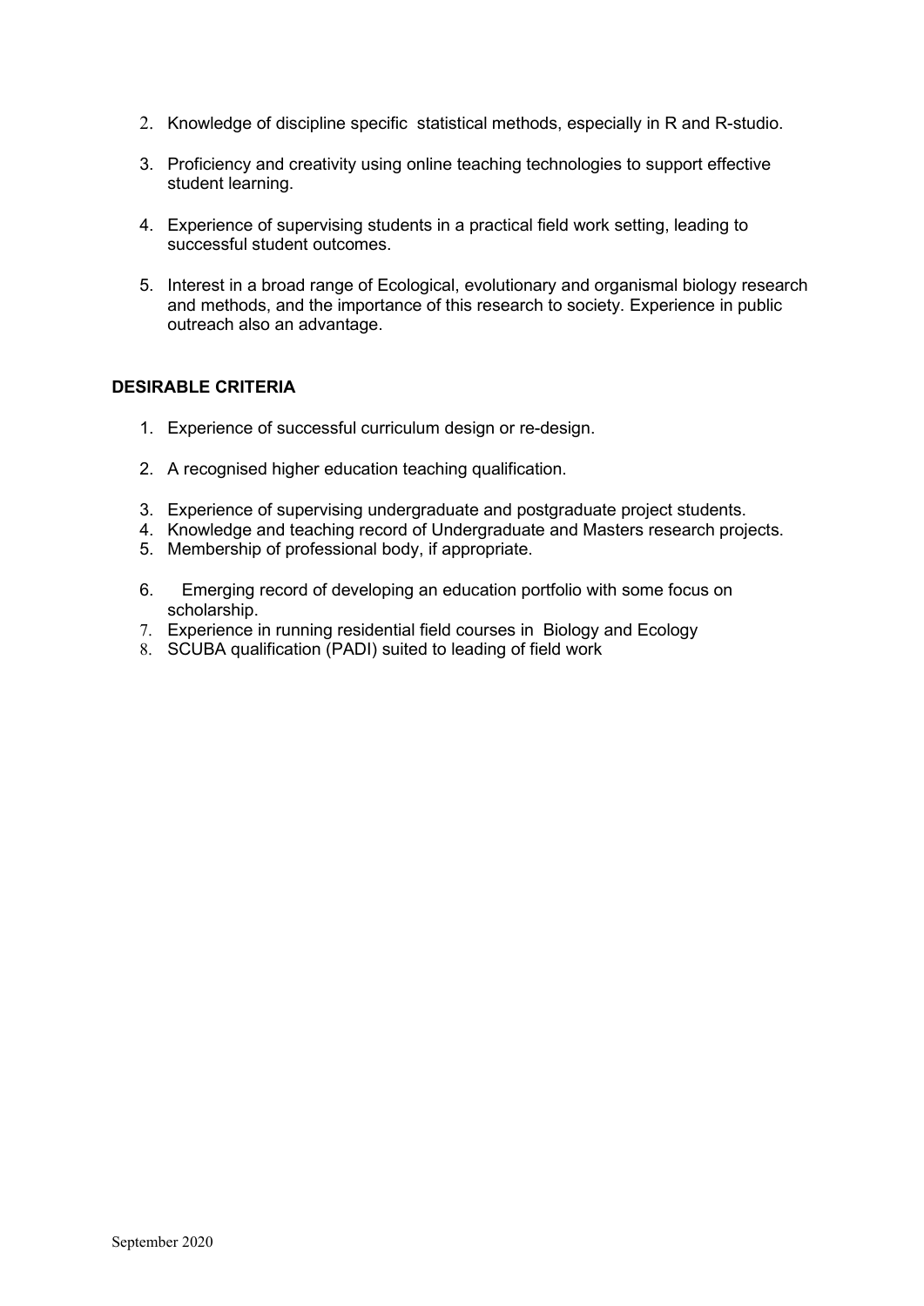2. Knowledge of discipline specific statistical methods, especially in R and R-studio.

3. Proficiency and creativity using online teaching technologies to support effective student learning.

4. Experience of supervising students in a practical field work setting, leading to successful student outcomes.

5. Interest in a broad range of Ecological, evolutionary and organismal biology research and methods, and the importance of this research to society. Experience in public outreach also an advantage.

**DESIRABLE CRITERIA**

1. Experience of successful curriculum design or re-design.

2. A recognised higher education teaching qualification.

3. Experience of supervising undergraduate and postgraduate project students.
4. Knowledge and teaching record of Undergraduate and Masters research projects.
5. Membership of professional body, if appropriate.

6. Emerging record of developing an education portfolio with some focus on scholarship.
7. Experience in running residential field courses in Biology and Ecology
8. SCUBA qualification (PADI) suited to leading of field work

September 2020